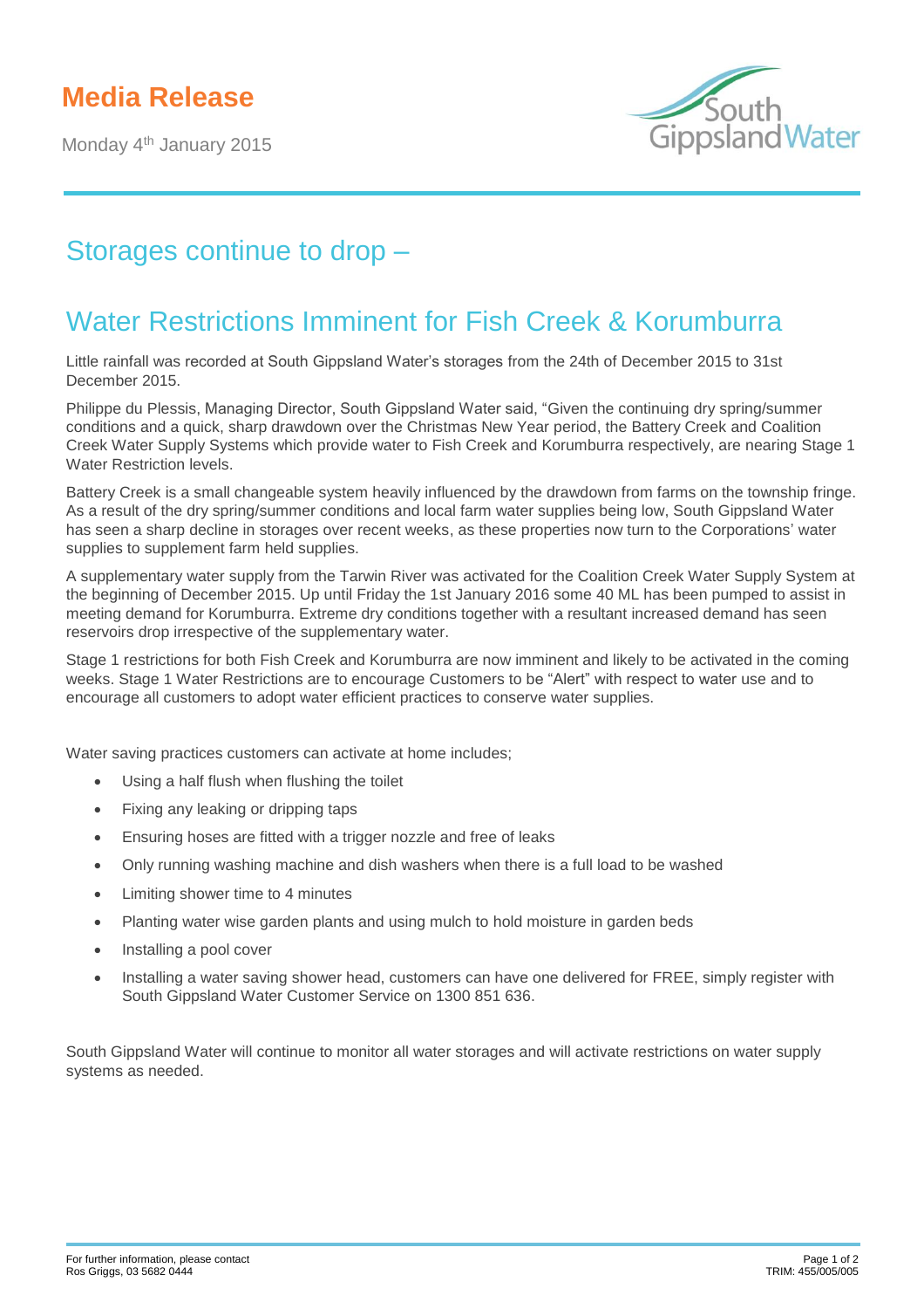# Media Release

Monday 4th January 2015

South Gippsland Water

## Storages continue to drop –

## Water Restrictions Imminent for Fish Creek & Korumburra

Little rainfall was recorded at South Gippsland Water's storages from the 24th of December 2015 to 31st December 2015.

Philippe du Plessis, Managing Director, South Gippsland Water said, "Given the continuing dry spring/summer conditions and a quick, sharp drawdown over the Christmas New Year period, the Battery Creek and Coalition Creek Water Supply Systems which provide water to Fish Creek and Korumburra respectively, are nearing Stage 1 Water Restriction levels.

Battery Creek is a small changeable system heavily influenced by the drawdown from farms on the township fringe. As a result of the dry spring/summer conditions and local farm water supplies being low, South Gippsland Water has seen a sharp decline in storages over recent weeks, as these properties now turn to the Corporations' water supplies to supplement farm held supplies.

A supplementary water supply from the Tarwin River was activated for the Coalition Creek Water Supply System at the beginning of December 2015. Up until Friday the 1st January 2016 some 40 ML has been pumped to assist in meeting demand for Korumburra. Extreme dry conditions together with a resultant increased demand has seen reservoirs drop irrespective of the supplementary water.

Stage 1 restrictions for both Fish Creek and Korumburra are now imminent and likely to be activated in the coming weeks. Stage 1 Water Restrictions are to encourage Customers to be "Alert" with respect to water use and to encourage all customers to adopt water efficient practices to conserve water supplies.

Water saving practices customers can activate at home includes;

- Using a half flush when flushing the toilet
- Fixing any leaking or dripping taps
- Ensuring hoses are fitted with a trigger nozzle and free of leaks
- Only running washing machine and dish washers when there is a full load to be washed
- Limiting shower time to 4 minutes
- Planting water wise garden plants and using mulch to hold moisture in garden beds
- Installing a pool cover
- Installing a water saving shower head, customers can have one delivered for FREE, simply register with South Gippsland Water Customer Service on 1300 851 636.

South Gippsland Water will continue to monitor all water storages and will activate restrictions on water supply systems as needed.

For further information, please contact
Ros Griggs, 03 5682 0444

TRIM: 455/005/005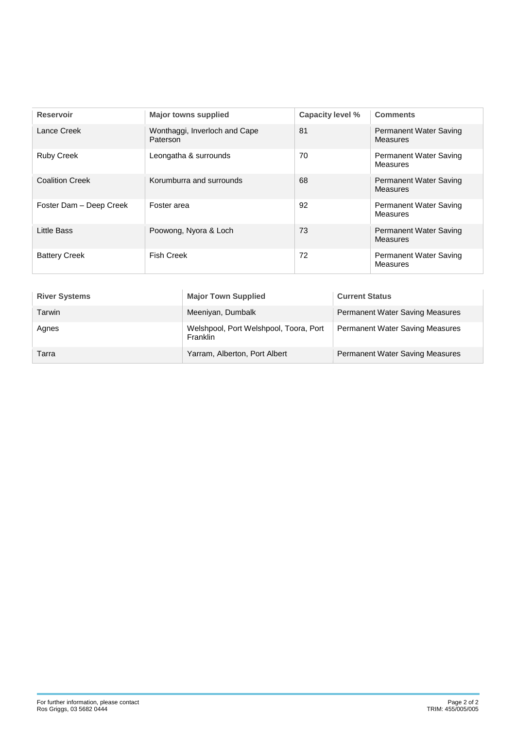| Reservoir | Major towns supplied | Capacity level % | Comments |
| --- | --- | --- | --- |
| Lance Creek | Wonthaggi, Inverloch and Cape Paterson | 81 | Permanent Water Saving Measures |
| Ruby Creek | Leongatha & surrounds | 70 | Permanent Water Saving Measures |
| Coalition Creek | Korumburra and surrounds | 68 | Permanent Water Saving Measures |
| Foster Dam – Deep Creek | Foster area | 92 | Permanent Water Saving Measures |
| Little Bass | Poowong, Nyora & Loch | 73 | Permanent Water Saving Measures |
| Battery Creek | Fish Creek | 72 | Permanent Water Saving Measures |

| River Systems | Major Town Supplied | Current Status |
| --- | --- | --- |
| Tarwin | Meeniyan, Dumbalk | Permanent Water Saving Measures |
| Agnes | Welshpool, Port Welshpool, Toora, Port Franklin | Permanent Water Saving Measures |
| Tarra | Yarram, Alberton, Port Albert | Permanent Water Saving Measures |

For further information, please contact
Ros Griggs, 03 5682 0444

TRIM: 455/005/005